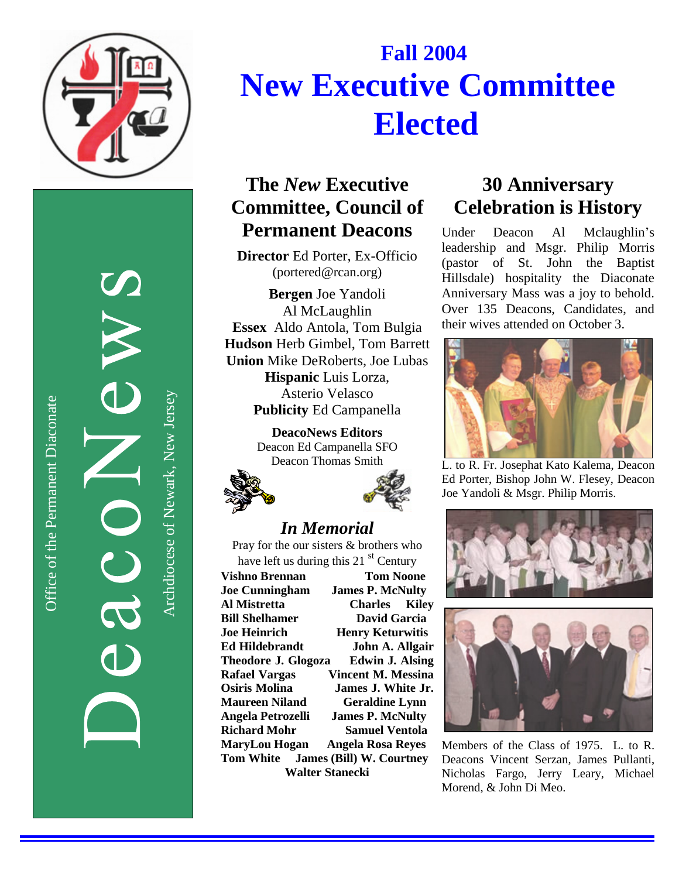DeacoNews

Office of the Permanent Diaconate

Archdiocese of Newark, New Jersey

# Fall 2004
# New Executive Committee Elected

## The *New* Executive Committee, Council of Permanent Deacons

**Director** Ed Porter, Ex-Officio
(portered@rcan.org)

**Bergen** Joe Yandoli
Al McLaughlin
**Essex** Aldo Antola, Tom Bulgia
**Hudson** Herb Gimbel, Tom Barrett
**Union** Mike DeRoberts, Joe Lubas
**Hispanic** Luis Lorza,
Asterio Velasco
**Publicity** Ed Campanella

**DeacoNews Editors**
Deacon Ed Campanella SFO
Deacon Thomas Smith

## *In Memorial*

Pray for the our sisters & brothers who have left us during this 21 st Century

| | |
|---|---|
| **Vishno Brennan** | **Tom Noone** |
| **Joe Cunningham** | **James P. McNulty** |
| **Al Mistretta** | **Charles Kiley** |
| **Bill Shelhamer** | **David Garcia** |
| **Joe Heinrich** | **Henry Keturwitis** |
| **Ed Hildebrandt** | **John A. Allgair** |
| **Theodore J. Glogoza** | **Edwin J. Alsing** |
| **Rafael Vargas** | **Vincent M. Messina** |
| **Osiris Molina** | **James J. White Jr.** |
| **Maureen Niland** | **Geraldine Lynn** |
| **Angela Petrozelli** | **James P. McNulty** |
| **Richard Mohr** | **Samuel Ventola** |
| **MaryLou Hogan** | **Angela Rosa Reyes** |
| **Tom White** | **James (Bill) W. Courtney** |
| **Walter Stanecki** | |

## 30 Anniversary Celebration is History

Under Deacon Al Mclaughlin's leadership and Msgr. Philip Morris (pastor of St. John the Baptist Hillsdale) hospitality the Diaconate Anniversary Mass was a joy to behold. Over 135 Deacons, Candidates, and their wives attended on October 3.

L. to R. Fr. Josephat Kato Kalema, Deacon Ed Porter, Bishop John W. Flesey, Deacon Joe Yandoli & Msgr. Philip Morris.

Members of the Class of 1975. L. to R. Deacons Vincent Serzan, James Pullanti, Nicholas Fargo, Jerry Leary, Michael Morend, & John Di Meo.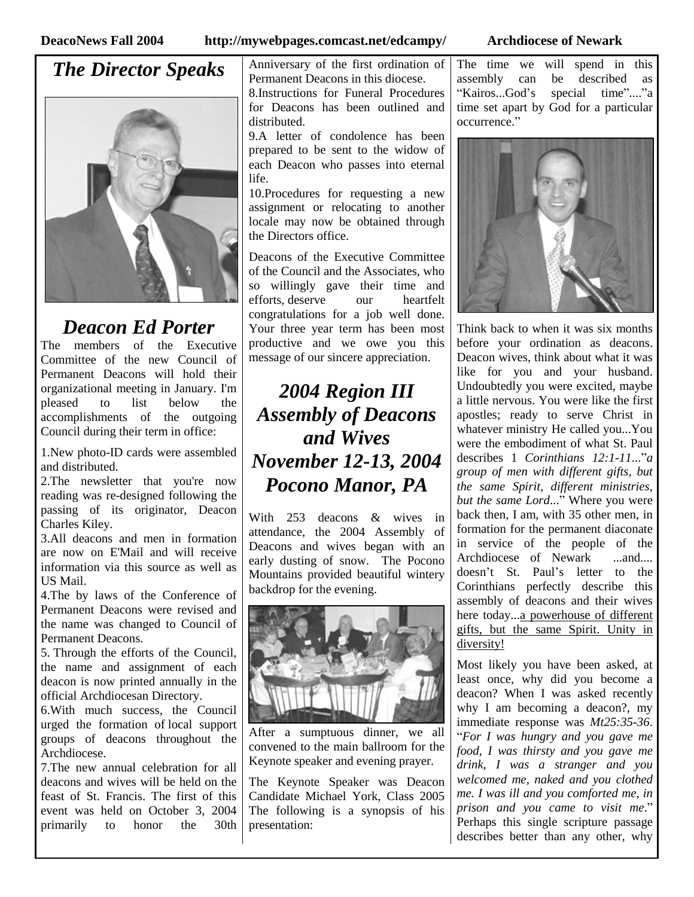## *The Director Speaks*

## *Deacon Ed Porter*

The members of the Executive Committee of the new Council of Permanent Deacons will hold their organizational meeting in January. I'm pleased to list below the accomplishments of the outgoing Council during their term in office:

1. New photo-ID cards were assembled and distributed.
2. The newsletter that you're now reading was re-designed following the passing of its originator, Deacon Charles Kiley.
3. All deacons and men in formation are now on E'Mail and will receive information via this source as well as US Mail.
4. The by laws of the Conference of Permanent Deacons were revised and the name was changed to Council of Permanent Deacons.
5. Through the efforts of the Council, the name and assignment of each deacon is now printed annually in the official Archdiocesan Directory.
6. With much success, the Council urged the formation of local support groups of deacons throughout the Archdiocese.
7. The new annual celebration for all deacons and wives will be held on the feast of St. Francis. The first of this event was held on October 3, 2004 primarily to honor the 30th Anniversary of the first ordination of Permanent Deacons in this diocese.
8. Instructions for Funeral Procedures for Deacons has been outlined and distributed.
9. A letter of condolence has been prepared to be sent to the widow of each Deacon who passes into eternal life.
10. Procedures for requesting a new assignment or relocating to another locale may now be obtained through the Directors office.

Deacons of the Executive Committee of the Council and the Associates, who so willingly gave their time and efforts, deserve our heartfelt congratulations for a job well done. Your three year term has been most productive and we owe you this message of our sincere appreciation.

## *2004 Region III Assembly of Deacons and Wives November 12-13, 2004 Pocono Manor, PA*

With 253 deacons & wives in attendance, the 2004 Assembly of Deacons and wives began with an early dusting of snow. The Pocono Mountains provided beautiful wintery backdrop for the evening.

After a sumptuous dinner, we all convened to the main ballroom for the Keynote speaker and evening prayer.

The Keynote Speaker was Deacon Candidate Michael York, Class 2005 The following is a synopsis of his presentation:

The time we will spend in this assembly can be described as "Kairos...God's special time"...."a time set apart by God for a particular occurrence."

Think back to when it was six months before your ordination as deacons. Deacon wives, think about what it was like for you and your husband. Undoubtedly you were excited, maybe a little nervous. You were like the first apostles; ready to serve Christ in whatever ministry He called you...You were the embodiment of what St. Paul describes 1 *Corinthians 12:1-11*..."*a group of men with different gifts, but the same Spirit, different ministries, but the same Lord*..." Where you were back then, I am, with 35 other men, in formation for the permanent diaconate in service of the people of the Archdiocese of Newark ...and.... doesn't St. Paul's letter to the Corinthians perfectly describe this assembly of deacons and their wives here today...<u>a powerhouse of different gifts, but the same Spirit. Unity in diversity!</u>

Most likely you have been asked, at least once, why did you become a deacon? When I was asked recently why I am becoming a deacon?, my immediate response was *Mt25:35-36*. "*For I was hungry and you gave me food, I was thirsty and you gave me drink, I was a stranger and you welcomed me, naked and you clothed me. I was ill and you comforted me, in prison and you came to visit me*." Perhaps this single scripture passage describes better than any other, why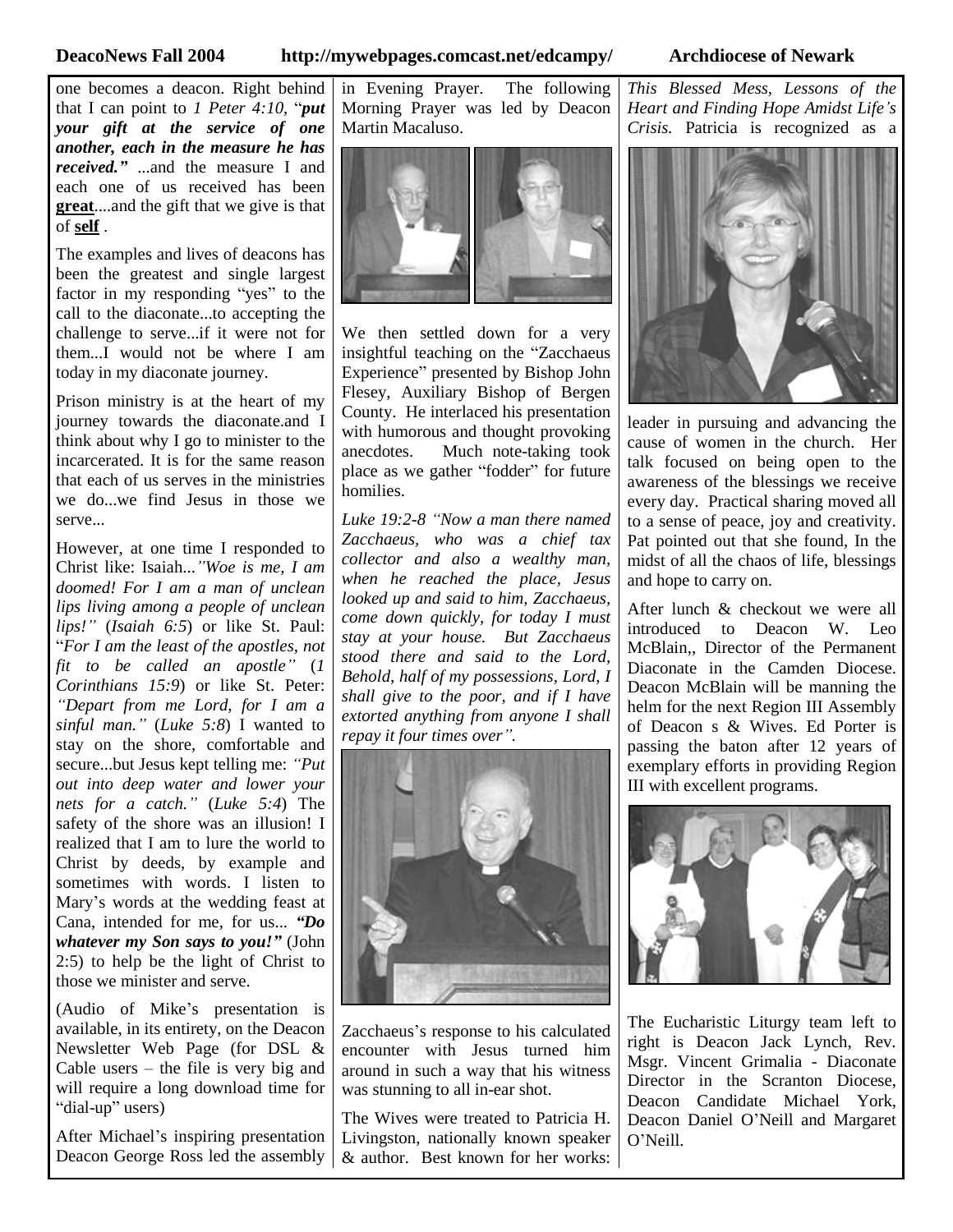one becomes a deacon. Right behind that I can point to *1 Peter 4:10*, "***put your gift at the service of one another, each in the measure he has received.***" ...and the measure I and each one of us received has been **great**....and the gift that we give is that of **self** .

The examples and lives of deacons has been the greatest and single largest factor in my responding "yes" to the call to the diaconate...to accepting the challenge to serve...if it were not for them...I would not be where I am today in my diaconate journey.

Prison ministry is at the heart of my journey towards the diaconate.and I think about why I go to minister to the incarcerated. It is for the same reason that each of us serves in the ministries we do...we find Jesus in those we serve...

However, at one time I responded to Christ like: Isaiah...*"Woe is me, I am doomed! For I am a man of unclean lips living among a people of unclean lips!"* (*Isaiah 6:5*) or like St. Paul: "*For I am the least of the apostles, not fit to be called an apostle"* (*1 Corinthians 15:9*) or like St. Peter: *"Depart from me Lord, for I am a sinful man."* (*Luke 5:8*) I wanted to stay on the shore, comfortable and secure...but Jesus kept telling me: *"Put out into deep water and lower your nets for a catch."* (*Luke 5:4*) The safety of the shore was an illusion! I realized that I am to lure the world to Christ by deeds, by example and sometimes with words. I listen to Mary's words at the wedding feast at Cana, intended for me, for us... ***"Do whatever my Son says to you!"*** (John 2:5) to help be the light of Christ to those we minister and serve.

(Audio of Mike's presentation is available, in its entirety, on the Deacon Newsletter Web Page (for DSL & Cable users – the file is very big and will require a long download time for "dial-up" users)

After Michael's inspiring presentation Deacon George Ross led the assembly in Evening Prayer. The following Morning Prayer was led by Deacon Martin Macaluso.

We then settled down for a very insightful teaching on the "Zacchaeus Experience" presented by Bishop John Flesey, Auxiliary Bishop of Bergen County. He interlaced his presentation with humorous and thought provoking anecdotes. Much note-taking took place as we gather "fodder" for future homilies.

*Luke 19:2-8 "Now a man there named Zacchaeus, who was a chief tax collector and also a wealthy man, when he reached the place, Jesus looked up and said to him, Zacchaeus, come down quickly, for today I must stay at your house. But Zacchaeus stood there and said to the Lord, Behold, half of my possessions, Lord, I shall give to the poor, and if I have extorted anything from anyone I shall repay it four times over".*

Zacchaeus's response to his calculated encounter with Jesus turned him around in such a way that his witness was stunning to all in-ear shot.

The Wives were treated to Patricia H. Livingston, nationally known speaker & author. Best known for her works: *This Blessed Mess, Lessons of the Heart and Finding Hope Amidst Life's Crisis.* Patricia is recognized as a leader in pursuing and advancing the cause of women in the church. Her talk focused on being open to the awareness of the blessings we receive every day. Practical sharing moved all to a sense of peace, joy and creativity. Pat pointed out that she found, In the midst of all the chaos of life, blessings and hope to carry on.

After lunch & checkout we were all introduced to Deacon W. Leo McBlain,, Director of the Permanent Diaconate in the Camden Diocese. Deacon McBlain will be manning the helm for the next Region III Assembly of Deacon s & Wives. Ed Porter is passing the baton after 12 years of exemplary efforts in providing Region III with excellent programs.

The Eucharistic Liturgy team left to right is Deacon Jack Lynch, Rev. Msgr. Vincent Grimalia - Diaconate Director in the Scranton Diocese, Deacon Candidate Michael York, Deacon Daniel O'Neill and Margaret O'Neill.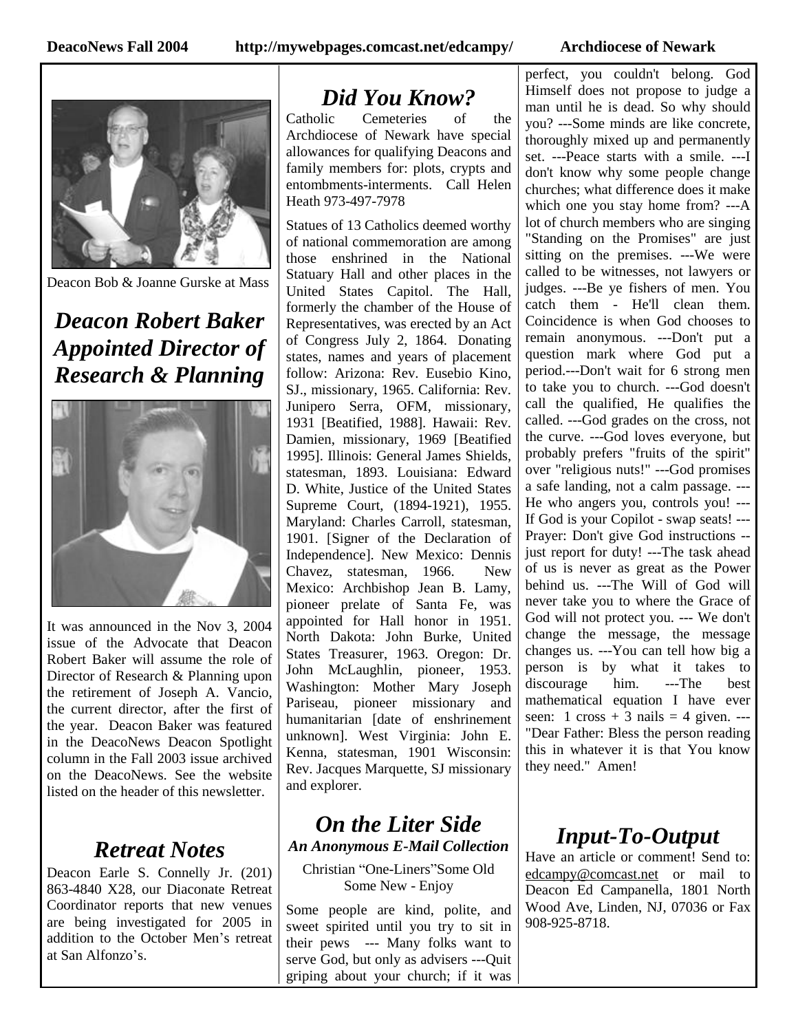Deacon Bob & Joanne Gurske at Mass

## *Deacon Robert Baker Appointed Director of Research & Planning*

It was announced in the Nov 3, 2004 issue of the Advocate that Deacon Robert Baker will assume the role of Director of Research & Planning upon the retirement of Joseph A. Vancio, the current director, after the first of the year. Deacon Baker was featured in the DeacoNews Deacon Spotlight column in the Fall 2003 issue archived on the DeacoNews. See the website listed on the header of this newsletter.

## *Retreat Notes*

Deacon Earle S. Connelly Jr. (201) 863-4840 X28, our Diaconate Retreat Coordinator reports that new venues are being investigated for 2005 in addition to the October Men's retreat at San Alfonzo's.

## *Did You Know?*

Catholic Cemeteries of the Archdiocese of Newark have special allowances for qualifying Deacons and family members for: plots, crypts and entombments-interments. Call Helen Heath 973-497-7978

Statues of 13 Catholics deemed worthy of national commemoration are among those enshrined in the National Statuary Hall and other places in the United States Capitol. The Hall, formerly the chamber of the House of Representatives, was erected by an Act of Congress July 2, 1864. Donating states, names and years of placement follow: Arizona: Rev. Eusebio Kino, SJ., missionary, 1965. California: Rev. Junipero Serra, OFM, missionary, 1931 [Beatified, 1988]. Hawaii: Rev. Damien, missionary, 1969 [Beatified 1995]. Illinois: General James Shields, statesman, 1893. Louisiana: Edward D. White, Justice of the United States Supreme Court, (1894-1921), 1955. Maryland: Charles Carroll, statesman, 1901. [Signer of the Declaration of Independence]. New Mexico: Dennis Chavez, statesman, 1966. New Mexico: Archbishop Jean B. Lamy, pioneer prelate of Santa Fe, was appointed for Hall honor in 1951. North Dakota: John Burke, United States Treasurer, 1963. Oregon: Dr. John McLaughlin, pioneer, 1953. Washington: Mother Mary Joseph Pariseau, pioneer missionary and humanitarian [date of enshrinement unknown]. West Virginia: John E. Kenna, statesman, 1901 Wisconsin: Rev. Jacques Marquette, SJ missionary and explorer.

## *On the Liter Side*

### *An Anonymous E-Mail Collection*

Christian "One-Liners"Some Old Some New - Enjoy

Some people are kind, polite, and sweet spirited until you try to sit in their pews --- Many folks want to serve God, but only as advisers ---Quit griping about your church; if it was perfect, you couldn't belong. God Himself does not propose to judge a man until he is dead. So why should you? ---Some minds are like concrete, thoroughly mixed up and permanently set. ---Peace starts with a smile. ---I don't know why some people change churches; what difference does it make which one you stay home from? ---A lot of church members who are singing "Standing on the Promises" are just sitting on the premises. ---We were called to be witnesses, not lawyers or judges. ---Be ye fishers of men. You catch them - He'll clean them. Coincidence is when God chooses to remain anonymous. ---Don't put a question mark where God put a period.---Don't wait for 6 strong men to take you to church. ---God doesn't call the qualified, He qualifies the called. ---God grades on the cross, not the curve. ---God loves everyone, but probably prefers "fruits of the spirit" over "religious nuts!" ---God promises a safe landing, not a calm passage. ---He who angers you, controls you! ---If God is your Copilot - swap seats! ---Prayer: Don't give God instructions -- just report for duty! ---The task ahead of us is never as great as the Power behind us. ---The Will of God will never take you to where the Grace of God will not protect you. --- We don't change the message, the message changes us. ---You can tell how big a person is by what it takes to discourage him. ---The best mathematical equation I have ever seen: 1 cross + 3 nails = 4 given. --- "Dear Father: Bless the person reading this in whatever it is that You know they need." Amen!

## *Input-To-Output*

Have an article or comment! Send to: edcampy@comcast.net or mail to Deacon Ed Campanella, 1801 North Wood Ave, Linden, NJ, 07036 or Fax 908-925-8718.